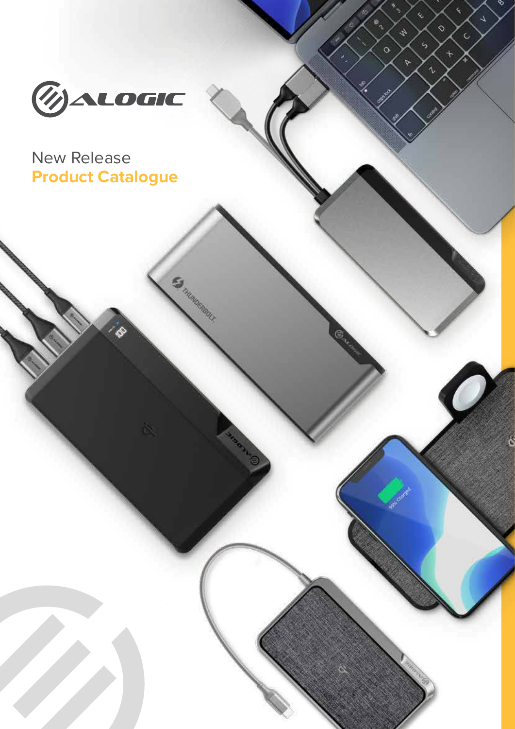ALOGIC

New Release

**Product Catalogue**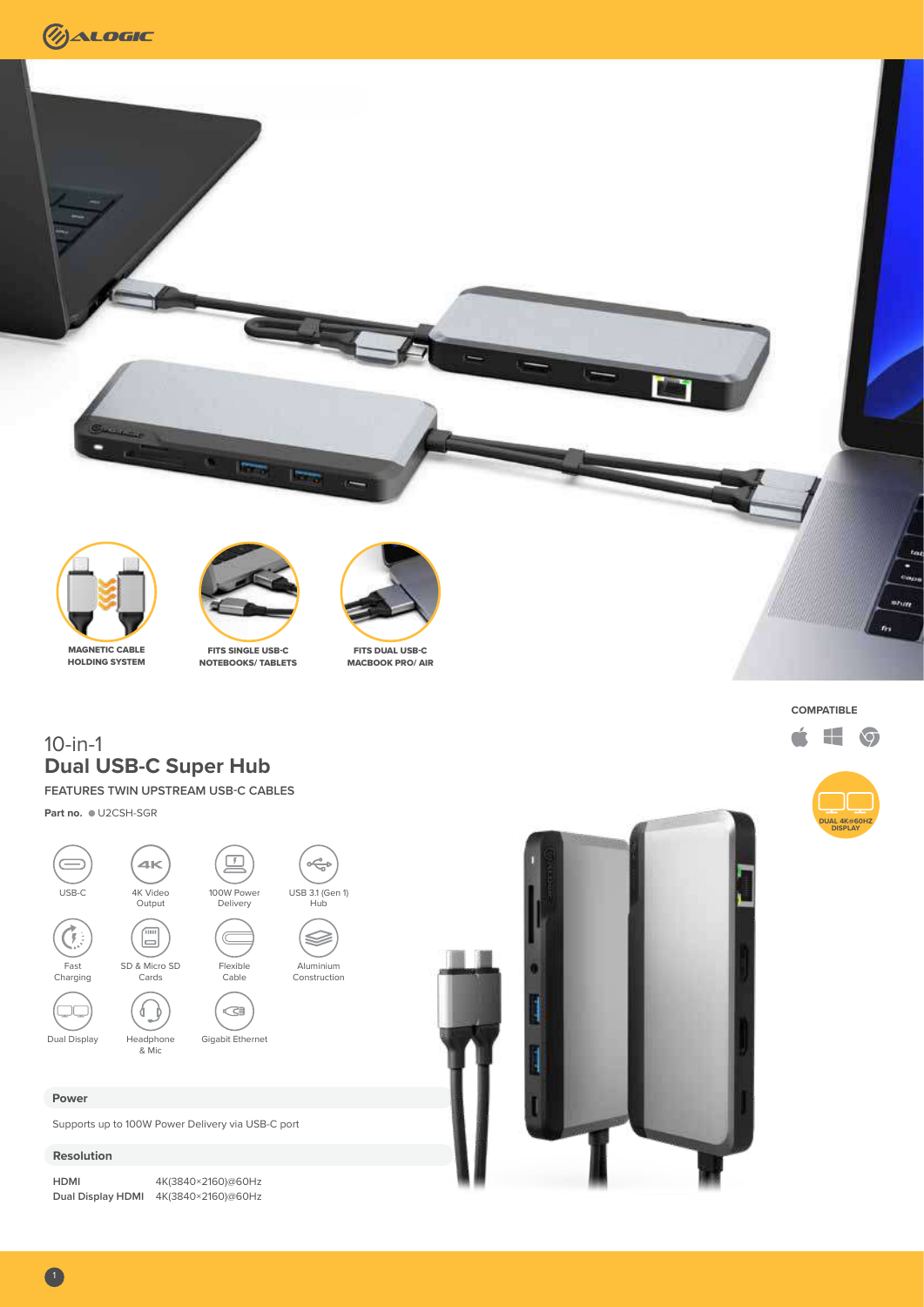MAGNETIC CABLE HOLDING SYSTEM

FITS SINGLE USB-C NOTEBOOKS/ TABLETS

FITS DUAL USB-C MACBOOK PRO/ AIR

COMPATIBLE

DUAL 4K@60HZ DISPLAY

# 10-in-1 **Dual USB-C Super Hub**

FEATURES TWIN UPSTREAM USB-C CABLES

**Part no.** ● U2CSH-SGR

- USB-C
- 4K Video Output
- 100W Power Delivery
- USB 3.1 (Gen 1) Hub
- Fast Charging
- SD & Micro SD Cards
- Flexible Cable
- Aluminium Construction
- Dual Display
- Headphone & Mic
- Gigabit Ethernet

## Power

Supports up to 100W Power Delivery via USB-C port

## Resolution

| | |
|---|---|
| HDMI | 4K(3840×2160)@60Hz |
| Dual Display HDMI | 4K(3840×2160)@60Hz |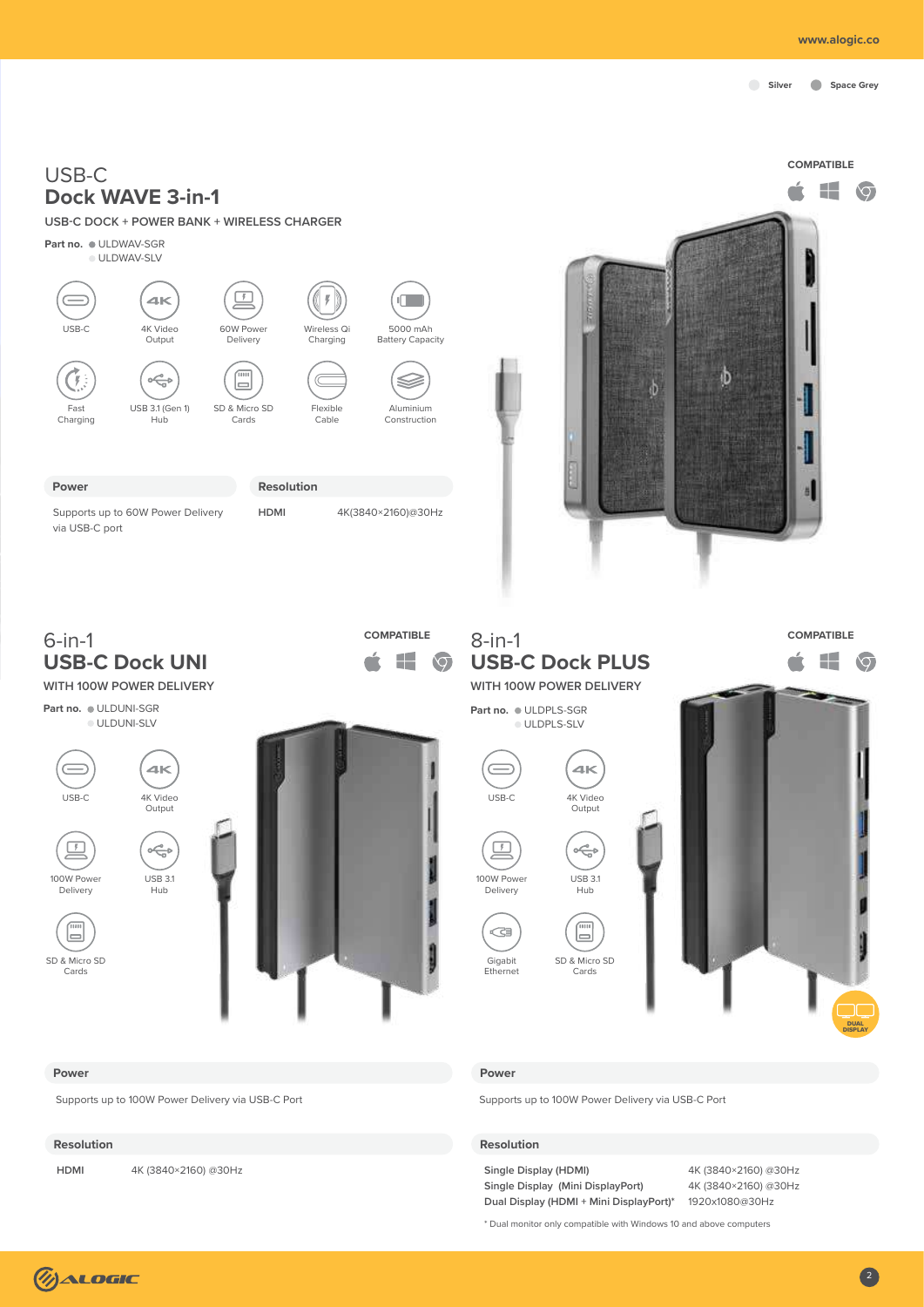Silver   Space Grey

# USB-C Dock WAVE 3-in-1

USB-C DOCK + POWER BANK + WIRELESS CHARGER

COMPATIBLE

**Part no.** ULDWAV-SGR
ULDWAV-SLV

- USB-C
- 4K Video Output
- 60W Power Delivery
- Wireless Qi Charging
- 5000 mAh Battery Capacity
- Fast Charging
- USB 3.1 (Gen 1) Hub
- SD & Micro SD Cards
- Flexible Cable
- Aluminium Construction

**Power**

Supports up to 60W Power Delivery via USB-C port

**Resolution**

| HDMI | 4K(3840×2160)@30Hz |
| --- | --- |

# 6-in-1 USB-C Dock UNI

WITH 100W POWER DELIVERY

COMPATIBLE

**Part no.** ULDUNI-SGR
ULDUNI-SLV

- USB-C
- 4K Video Output
- 100W Power Delivery
- USB 3.1 Hub
- SD & Micro SD Cards

**Power**

Supports up to 100W Power Delivery via USB-C Port

**Resolution**

| HDMI | 4K (3840×2160) @30Hz |
| --- | --- |

# 8-in-1 USB-C Dock PLUS

WITH 100W POWER DELIVERY

COMPATIBLE

**Part no.** ULDPLS-SGR
ULDPLS-SLV

- USB-C
- 4K Video Output
- 100W Power Delivery
- USB 3.1 Hub
- Gigabit Ethernet
- SD & Micro SD Cards

DUAL DISPLAY

**Power**

Supports up to 100W Power Delivery via USB-C Port

**Resolution**

| Single Display (HDMI) | 4K (3840×2160) @30Hz |
| --- | --- |
| Single Display (Mini DisplayPort) | 4K (3840×2160) @30Hz |
| Dual Display (HDMI + Mini DisplayPort)* | 1920x1080@30Hz |

* Dual monitor only compatible with Windows 10 and above computers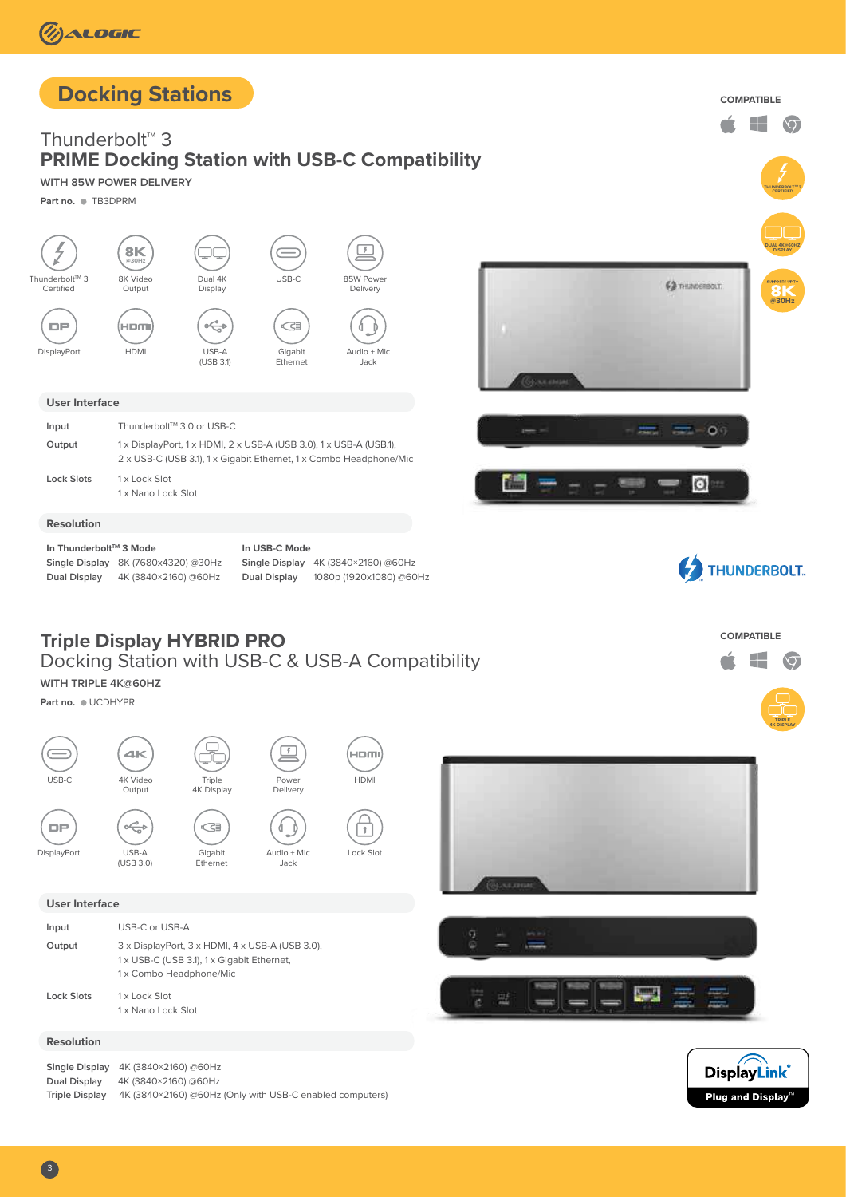# Docking Stations

## Thunderbolt™ 3 **PRIME Docking Station with USB-C Compatibility**

**WITH 85W POWER DELIVERY**

**Part no.** ● TB3DPRM

COMPATIBLE

Thunderbolt™ 3 Certified | 8K Video Output | Dual 4K Display | USB-C | 85W Power Delivery | DisplayPort | HDMI | USB-A (USB 3.1) | Gigabit Ethernet | Audio + Mic Jack

### User Interface

| | |
|---|---|
| **Input** | Thunderbolt™ 3.0 or USB-C |
| **Output** | 1 x DisplayPort, 1 x HDMI, 2 x USB-A (USB 3.0), 1 x USB-A (USB.1), 2 x USB-C (USB 3.1), 1 x Gigabit Ethernet, 1 x Combo Headphone/Mic |
| **Lock Slots** | 1 x Lock Slot<br>1 x Nano Lock Slot |

### Resolution

**In Thunderbolt™ 3 Mode**

| | |
|---|---|
| **Single Display** | 8K (7680x4320) @30Hz |
| **Dual Display** | 4K (3840×2160) @60Hz |

**In USB-C Mode**

| | |
|---|---|
| **Single Display** | 4K (3840×2160) @60Hz |
| **Dual Display** | 1080p (1920x1080) @60Hz |

THUNDERBOLT™ 3 CERTIFIED · DUAL 4K@60HZ DISPLAY · SUPPORTS UP TO 8K @30Hz

THUNDERBOLT.

## Triple Display HYBRID PRO Docking Station with USB-C & USB-A Compatibility

**WITH TRIPLE 4K@60HZ**

**Part no.** ● UCDHYPR

COMPATIBLE

USB-C | 4K Video Output | Triple 4K Display | Power Delivery | HDMI | DisplayPort | USB-A (USB 3.0) | Gigabit Ethernet | Audio + Mic Jack | Lock Slot

### User Interface

| | |
|---|---|
| **Input** | USB-C or USB-A |
| **Output** | 3 x DisplayPort, 3 x HDMI, 4 x USB-A (USB 3.0), 1 x USB-C (USB 3.1), 1 x Gigabit Ethernet, 1 x Combo Headphone/Mic |
| **Lock Slots** | 1 x Lock Slot<br>1 x Nano Lock Slot |

### Resolution

| | |
|---|---|
| **Single Display** | 4K (3840×2160) @60Hz |
| **Dual Display** | 4K (3840×2160) @60Hz |
| **Triple Display** | 4K (3840×2160) @60Hz (Only with USB-C enabled computers) |

TRIPLE 4K DISPLAY

DisplayLink® Plug and Display™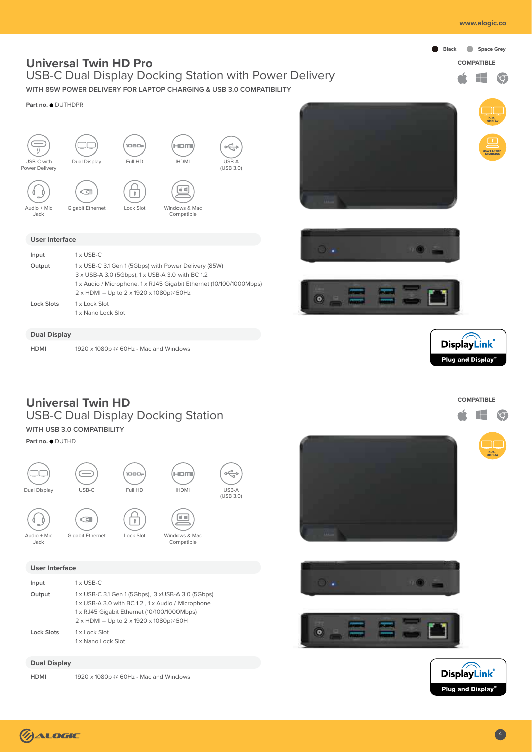# Universal Twin HD Pro

## USB-C Dual Display Docking Station with Power Delivery

**WITH 85W POWER DELIVERY FOR LAPTOP CHARGING & USB 3.0 COMPATIBILITY**

**Part no.** ● DUTHDPR

● Black ● Space Grey

**COMPATIBLE**

USB-C with Power Delivery · Dual Display · Full HD · HDMI · USB-A (USB 3.0) · Audio + Mic Jack · Gigabit Ethernet · Lock Slot · Windows & Mac Compatible

DUAL DISPLAY · 85W LAPTOP CHARGING

### User Interface

| | |
|---|---|
| Input | 1 x USB-C |
| Output | 1 x USB-C 3.1 Gen 1 (5Gbps) with Power Delivery (85W)<br>3 x USB-A 3.0 (5Gbps), 1 x USB-A 3.0 with BC 1.2<br>1 x Audio / Microphone, 1 x RJ45 Gigabit Ethernet (10/100/1000Mbps)<br>2 x HDMI – Up to 2 x 1920 x 1080p@60Hz |
| Lock Slots | 1 x Lock Slot<br>1 x Nano Lock Slot |

### Dual Display

| | |
|---|---|
| HDMI | 1920 x 1080p @ 60Hz - Mac and Windows |

DisplayLink® Plug and Display™

# Universal Twin HD

## USB-C Dual Display Docking Station

**WITH USB 3.0 COMPATIBILITY**

**Part no.** ● DUTHD

**COMPATIBLE**

Dual Display · USB-C · Full HD · HDMI · USB-A (USB 3.0) · Audio + Mic Jack · Gigabit Ethernet · Lock Slot · Windows & Mac Compatible

DUAL DISPLAY

### User Interface

| | |
|---|---|
| Input | 1 x USB-C |
| Output | 1 x USB-C 3.1 Gen 1 (5Gbps), 3 xUSB-A 3.0 (5Gbps)<br>1 x USB-A 3.0 with BC 1.2 , 1 x Audio / Microphone<br>1 x RJ45 Gigabit Ethernet (10/100/1000Mbps)<br>2 x HDMI – Up to 2 x 1920 x 1080p@60H |
| Lock Slots | 1 x Lock Slot<br>1 x Nano Lock Slot |

### Dual Display

| | |
|---|---|
| HDMI | 1920 x 1080p @ 60Hz - Mac and Windows |

DisplayLink® Plug and Display™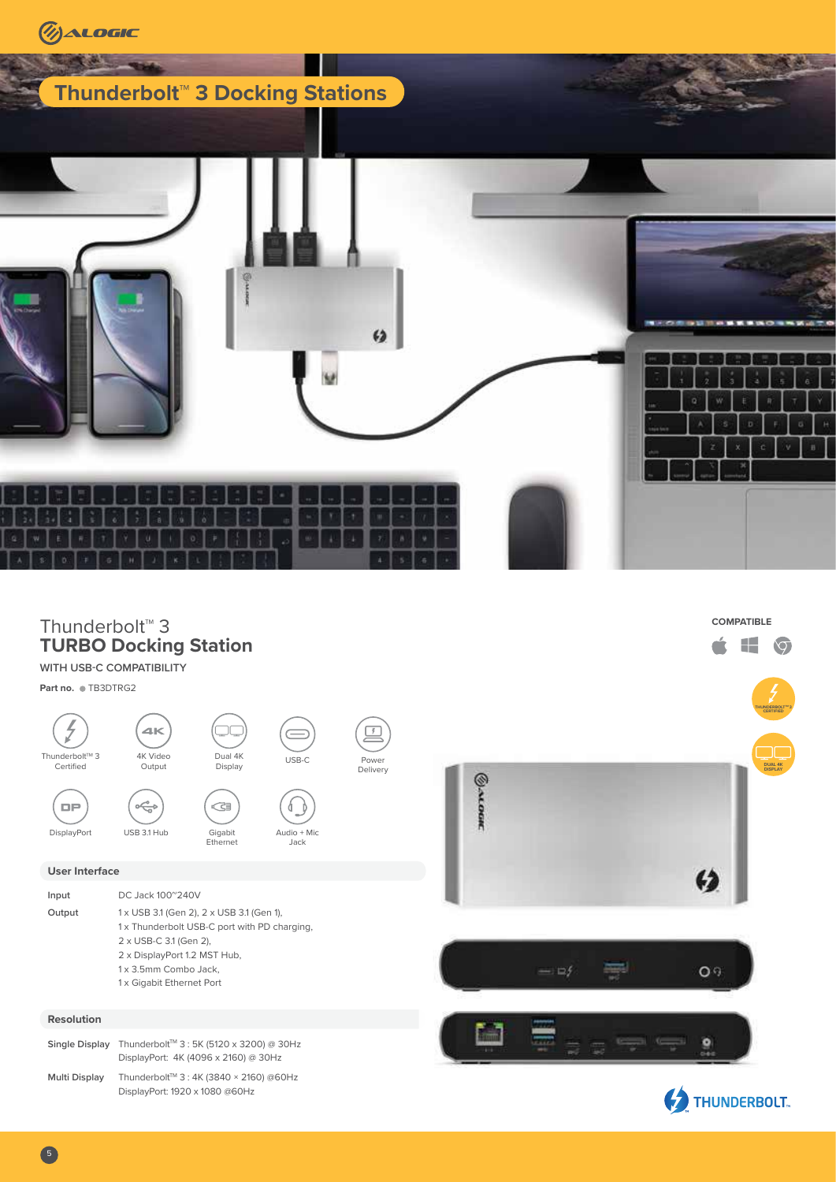# Thunderbolt™ 3 Docking Stations

## Thunderbolt™ 3 **TURBO Docking Station**

**WITH USB-C COMPATIBILITY**

**Part no.** ● TB3DTRG2

COMPATIBLE

Thunderbolt™ 3 Certified · 4K Video Output · Dual 4K Display · USB-C · Power Delivery · DisplayPort · USB 3.1 Hub · Gigabit Ethernet · Audio + Mic Jack

### User Interface

| | |
|---|---|
| Input | DC Jack 100~240V |
| Output | 1 x USB 3.1 (Gen 2), 2 x USB 3.1 (Gen 1),<br>1 x Thunderbolt USB-C port with PD charging,<br>2 x USB-C 3.1 (Gen 2),<br>2 x DisplayPort 1.2 MST Hub,<br>1 x 3.5mm Combo Jack,<br>1 x Gigabit Ethernet Port |

### Resolution

| | |
|---|---|
| Single Display | Thunderbolt™ 3 : 5K (5120 x 3200) @ 30Hz<br>DisplayPort: 4K (4096 x 2160) @ 30Hz |
| Multi Display | Thunderbolt™ 3 : 4K (3840 × 2160) @60Hz<br>DisplayPort: 1920 x 1080 @60Hz |

THUNDERBOLT™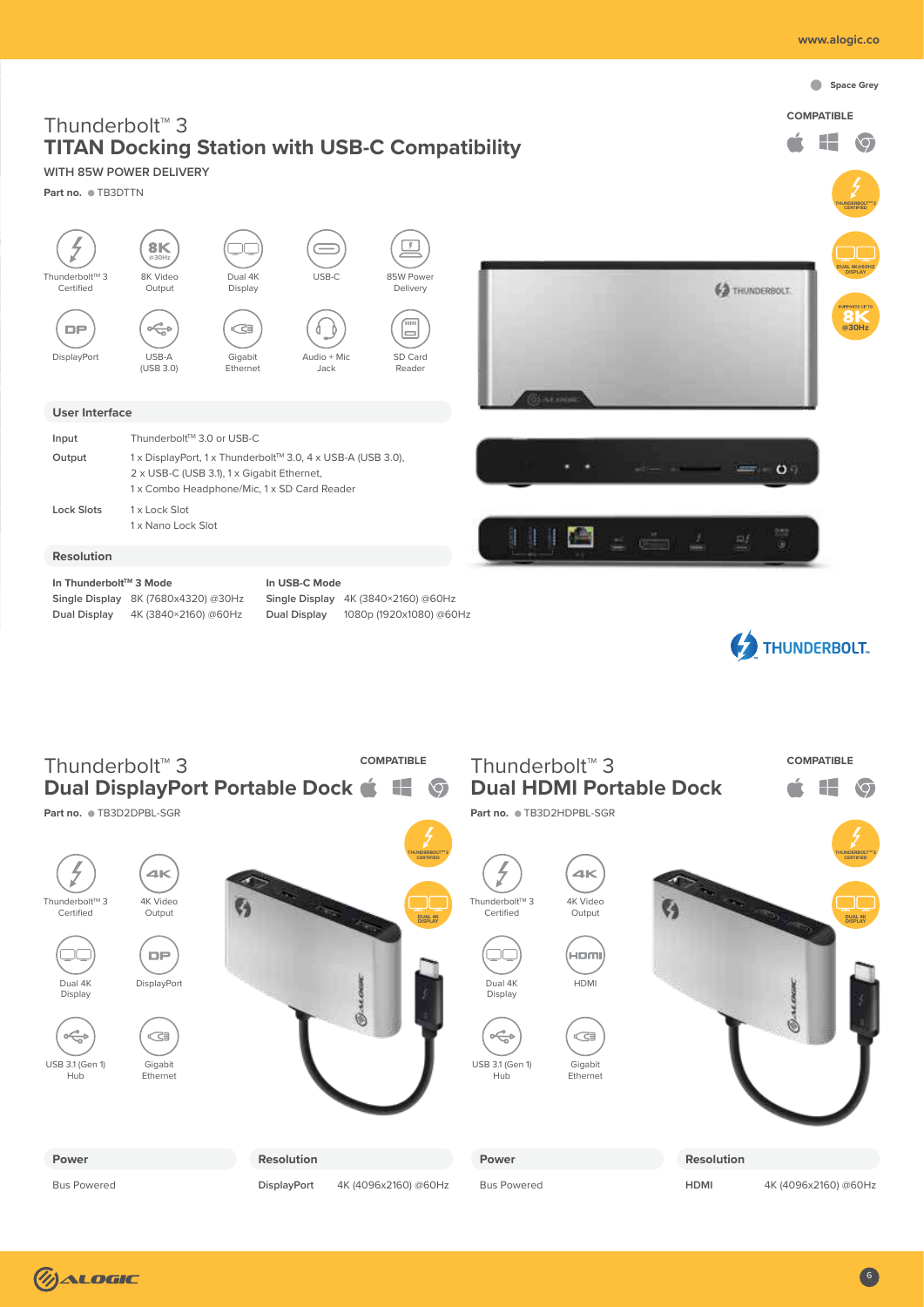Space Grey

COMPATIBLE

# Thunderbolt™ 3
# TITAN Docking Station with USB-C Compatibility

**WITH 85W POWER DELIVERY**

**Part no.** TB3DTTN

Thunderbolt™ 3 Certified | 8K Video Output | Dual 4K Display | USB-C | 85W Power Delivery | DisplayPort | USB-A (USB 3.0) | Gigabit Ethernet | Audio + Mic Jack | SD Card Reader

THUNDERBOLT™ 3 CERTIFIED | DUAL 4K@60HZ DISPLAY | SUPPORTS UP TO 8K @30Hz

### User Interface

| | |
|---|---|
| **Input** | Thunderbolt™ 3.0 or USB-C |
| **Output** | 1 x DisplayPort, 1 x Thunderbolt™ 3.0, 4 x USB-A (USB 3.0), 2 x USB-C (USB 3.1), 1 x Gigabit Ethernet, 1 x Combo Headphone/Mic, 1 x SD Card Reader |
| **Lock Slots** | 1 x Lock Slot<br>1 x Nano Lock Slot |

### Resolution

| In Thunderbolt™ 3 Mode | | In USB-C Mode | |
|---|---|---|---|
| **Single Display** | 8K (7680x4320) @30Hz | **Single Display** | 4K (3840×2160) @60Hz |
| **Dual Display** | 4K (3840×2160) @60Hz | **Dual Display** | 1080p (1920x1080) @60Hz |

THUNDERBOLT.

# Thunderbolt™ 3
# Dual DisplayPort Portable Dock

COMPATIBLE

**Part no.** TB3D2DPBL-SGR

Thunderbolt™ 3 Certified | 4K Video Output | Dual 4K Display | DisplayPort | USB 3.1 (Gen 1) Hub | Gigabit Ethernet

THUNDERBOLT™ 3 CERTIFIED | DUAL 4K DISPLAY

### Power

Bus Powered

### Resolution

| | |
|---|---|
| **DisplayPort** | 4K (4096x2160) @60Hz |

# Thunderbolt™ 3
# Dual HDMI Portable Dock

COMPATIBLE

**Part no.** TB3D2HDPBL-SGR

Thunderbolt™ 3 Certified | 4K Video Output | Dual 4K Display | HDMI | USB 3.1 (Gen 1) Hub | Gigabit Ethernet

THUNDERBOLT™ 3 CERTIFIED | DUAL 4K DISPLAY

### Power

Bus Powered

### Resolution

| | |
|---|---|
| **HDMI** | 4K (4096x2160) @60Hz |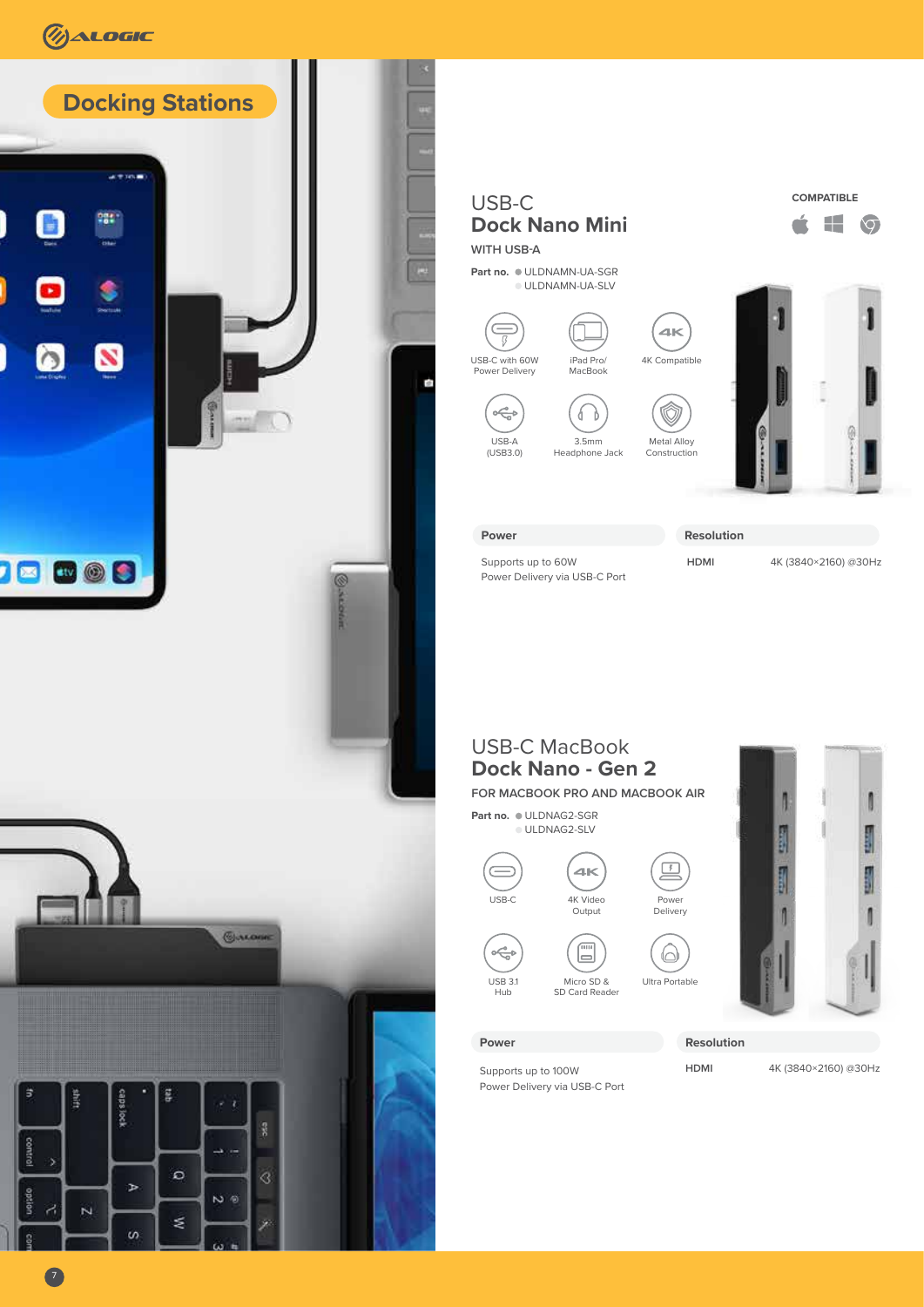# Docking Stations

## USB-C Dock Nano Mini

**WITH USB-A**

COMPATIBLE

**Part no.** ULDNAMN-UA-SGR
ULDNAMN-UA-SLV

- USB-C with 60W Power Delivery
- iPad Pro/ MacBook
- 4K Compatible
- USB-A (USB3.0)
- 3.5mm Headphone Jack
- Metal Alloy Construction

| Power | Resolution | |
|---|---|---|
| Supports up to 60W Power Delivery via USB-C Port | HDMI | 4K (3840×2160) @30Hz |

## USB-C MacBook Dock Nano - Gen 2

**FOR MACBOOK PRO AND MACBOOK AIR**

**Part no.** ULDNAG2-SGR
ULDNAG2-SLV

- USB-C
- 4K Video Output
- Power Delivery
- USB 3.1 Hub
- Micro SD & SD Card Reader
- Ultra Portable

| Power | Resolution | |
|---|---|---|
| Supports up to 100W Power Delivery via USB-C Port | HDMI | 4K (3840×2160) @30Hz |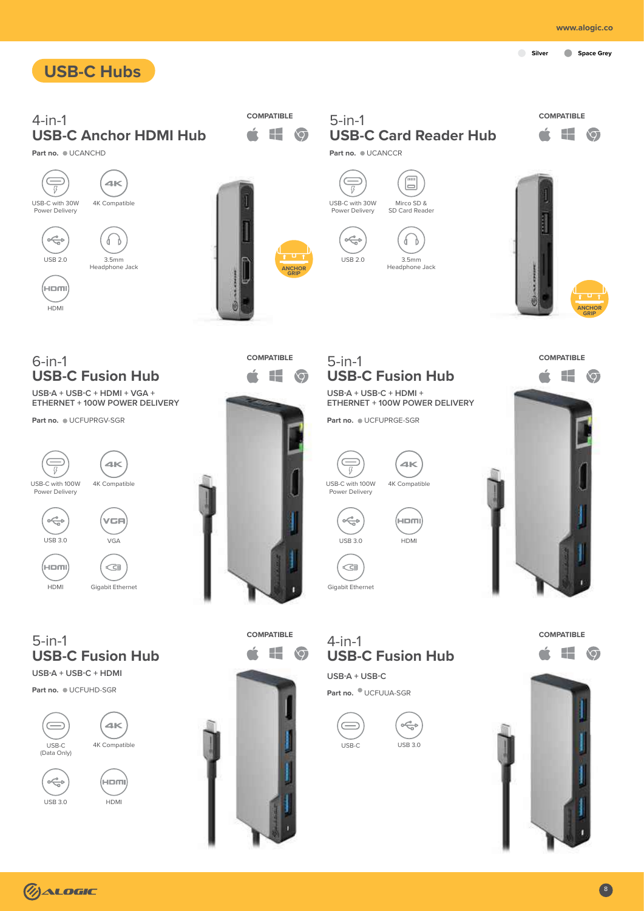Silver   Space Grey

# USB-C Hubs

## 4-in-1 USB-C Anchor HDMI Hub

**Part no.** UCANCHD

COMPATIBLE

- USB-C with 30W Power Delivery
- 4K Compatible
- USB 2.0
- 3.5mm Headphone Jack
- HDMI

ANCHOR GRIP

## 5-in-1 USB-C Card Reader Hub

**Part no.** UCANCCR

COMPATIBLE

- USB-C with 30W Power Delivery
- Mirco SD & SD Card Reader
- USB 2.0
- 3.5mm Headphone Jack

ANCHOR GRIP

## 6-in-1 USB-C Fusion Hub

**USB-A + USB-C + HDMI + VGA + ETHERNET + 100W POWER DELIVERY**

**Part no.** UCFUPRGV-SGR

COMPATIBLE

- USB-C with 100W Power Delivery
- 4K Compatible
- USB 3.0
- VGA
- HDMI
- Gigabit Ethernet

## 5-in-1 USB-C Fusion Hub

**USB-A + USB-C + HDMI + ETHERNET + 100W POWER DELIVERY**

**Part no.** UCFUPRGE-SGR

COMPATIBLE

- USB-C with 100W Power Delivery
- 4K Compatible
- USB 3.0
- HDMI
- Gigabit Ethernet

## 5-in-1 USB-C Fusion Hub

**USB-A + USB-C + HDMI**

**Part no.** UCFUHD-SGR

COMPATIBLE

- USB-C (Data Only)
- 4K Compatible
- USB 3.0
- HDMI

## 4-in-1 USB-C Fusion Hub

**USB-A + USB-C**

**Part no.** UCFUUA-SGR

COMPATIBLE

- USB-C
- USB 3.0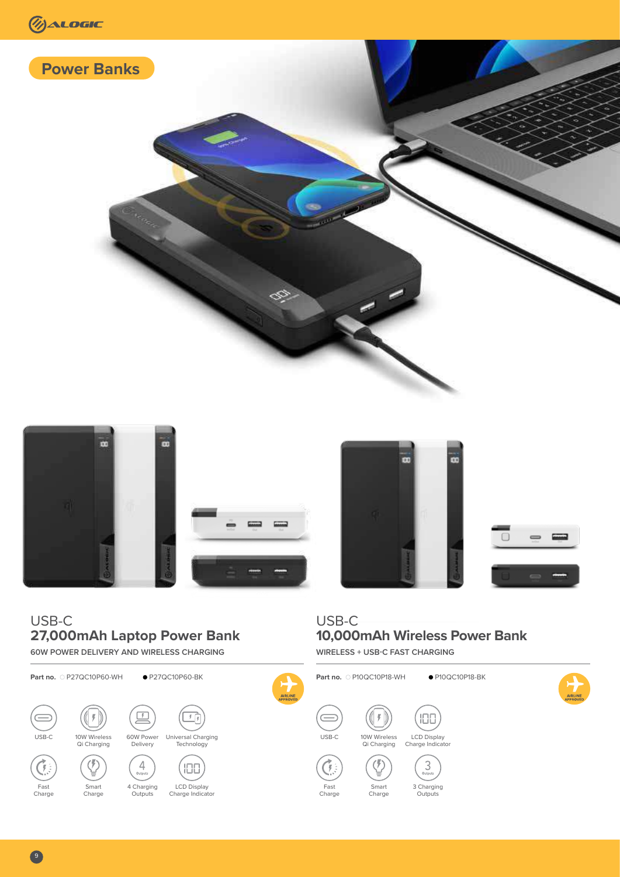## Power Banks

### USB-C
### 27,000mAh Laptop Power Bank

60W POWER DELIVERY AND WIRELESS CHARGING

**Part no.** ○ P27QC10P60-WH ● P27QC10P60-BK

AIRLINE APPROVED

- USB-C
- 10W Wireless Qi Charging
- 60W Power Delivery
- Universal Charging Technology
- Fast Charge
- Smart Charge
- 4 Charging Outputs
- LCD Display Charge Indicator

### USB-C
### 10,000mAh Wireless Power Bank

WIRELESS + USB-C FAST CHARGING

**Part no.** ○ P10QC10P18-WH ● P10QC10P18-BK

AIRLINE APPROVED

- USB-C
- 10W Wireless Qi Charging
- LCD Display Charge Indicator
- Fast Charge
- Smart Charge
- 3 Charging Outputs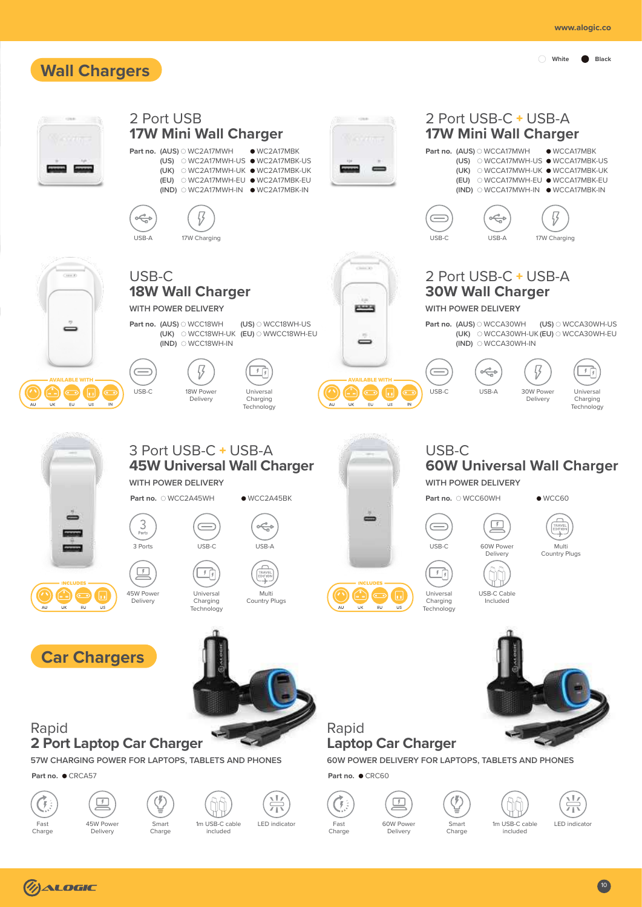White ● Black

## Wall Chargers

### 2 Port USB
### 17W Mini Wall Charger

**Part no.**
- (AUS) ○ WC2A17MWH ● WC2A17MBK
- (US) ○ WC2A17MWH-US ● WC2A17MBK-US
- (UK) ○ WC2A17MWH-UK ● WC2A17MBK-UK
- (EU) ○ WC2A17MWH-EU ● WC2A17MBK-EU
- (IND) ○ WC2A17MWH-IN ● WC2A17MBK-IN

USB-A | 17W Charging

### 2 Port USB-C + USB-A
### 17W Mini Wall Charger

**Part no.**
- (AUS) ○ WCCA17MWH ● WCCA17MBK
- (US) ○ WCCA17MWH-US ● WCCA17MBK-US
- (UK) ○ WCCA17MWH-UK ● WCCA17MBK-UK
- (EU) ○ WCCA17MWH-EU ● WCCA17MBK-EU
- (IND) ○ WCCA17MWH-IN ● WCCA17MBK-IN

USB-C | USB-A | 17W Charging

### USB-C
### 18W Wall Charger

WITH POWER DELIVERY

**Part no.**
- (AUS) ○ WCC18WH
- (US) ○ WCC18WH-US
- (UK) ○ WCC18WH-UK
- (EU) ○ WWCC18WH-EU
- (IND) ○ WCC18WH-IN

USB-C | 18W Power Delivery | Universal Charging Technology

AVAILABLE WITH: AU, UK, EU, US, IN

### 2 Port USB-C + USB-A
### 30W Wall Charger

WITH POWER DELIVERY

**Part no.**
- (AUS) ○ WCCA30WH
- (US) ○ WCCA30WH-US
- (UK) ○ WCCA30WH-UK
- (EU) ○ WCCA30WH-EU
- (IND) ○ WCCA30WH-IN

USB-C | USB-A | 30W Power Delivery | Universal Charging Technology

AVAILABLE WITH: AU, UK, EU, US, IN

### 3 Port USB-C + USB-A
### 45W Universal Wall Charger

WITH POWER DELIVERY

**Part no.** ○ WCC2A45WH ● WCC2A45BK

3 Ports | USB-C | USB-A | 45W Power Delivery | Universal Charging Technology | Multi Country Plugs

INCLUDES: AU, UK, EU, US

### USB-C
### 60W Universal Wall Charger

WITH POWER DELIVERY

**Part no.** ○ WCC60WH ● WCC60

USB-C | 60W Power Delivery | Multi Country Plugs | Universal Charging Technology | USB-C Cable Included

INCLUDES: AU, UK, EU, US

## Car Chargers

### Rapid
### 2 Port Laptop Car Charger

57W CHARGING POWER FOR LAPTOPS, TABLETS AND PHONES

**Part no.** ● CRCA57

Fast Charge | 45W Power Delivery | Smart Charge | 1m USB-C cable included | LED indicator

### Rapid
### Laptop Car Charger

60W POWER DELIVERY FOR LAPTOPS, TABLETS AND PHONES

**Part no.** ● CRC60

Fast Charge | 60W Power Delivery | Smart Charge | 1m USB-C cable included | LED indicator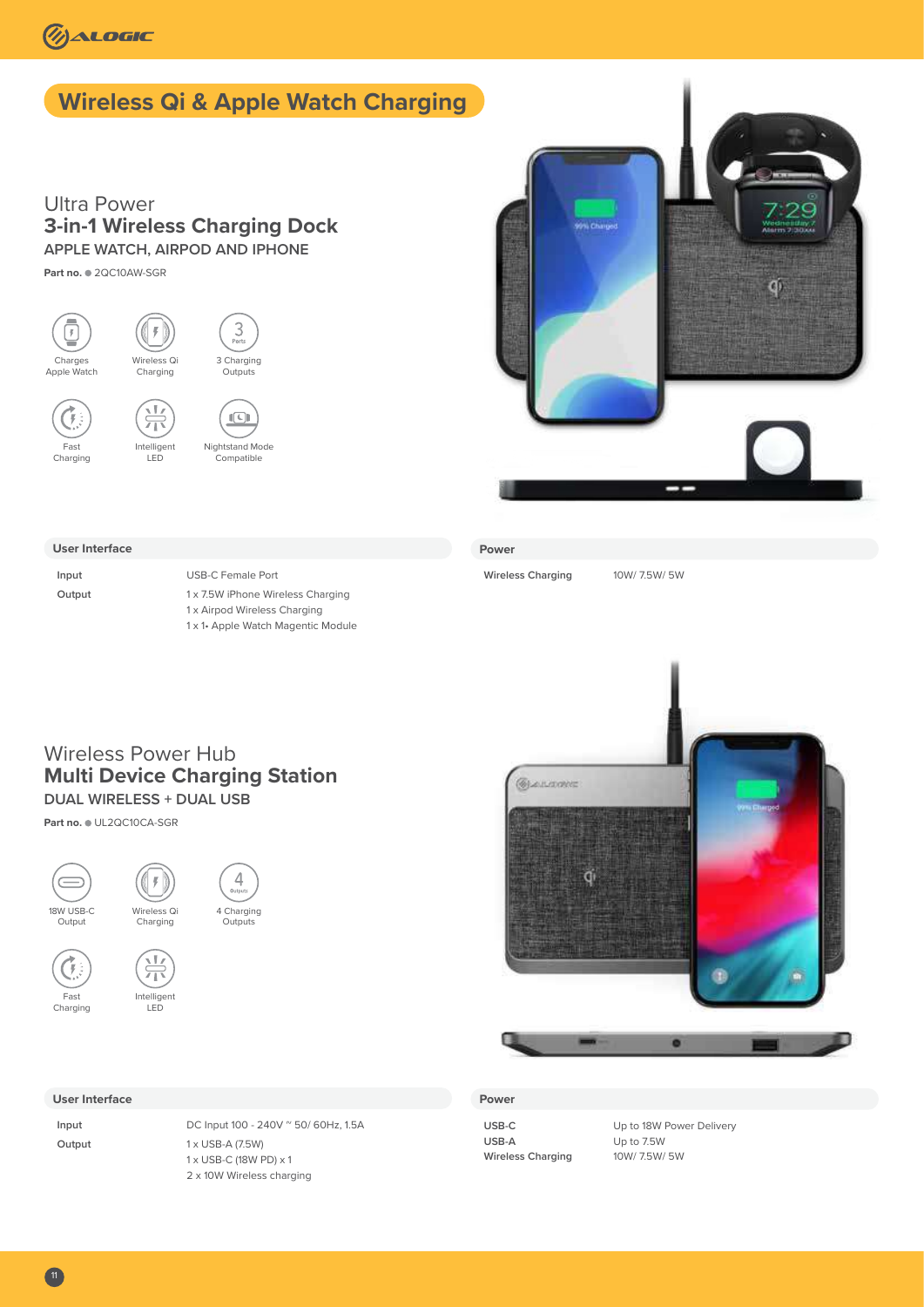# Wireless Qi & Apple Watch Charging

## Ultra Power
## 3-in-1 Wireless Charging Dock
### APPLE WATCH, AIRPOD AND IPHONE

**Part no.** ● 2QC10AW-SGR

- Charges Apple Watch
- Wireless Qi Charging
- 3 Charging Outputs
- Fast Charging
- Intelligent LED
- Nightstand Mode Compatible

| User Interface | |
|---|---|
| Input | USB-C Female Port |
| Output | 1 x 7.5W iPhone Wireless Charging<br>1 x Airpod Wireless Charging<br>1 x 1• Apple Watch Magentic Module |

| Power | |
|---|---|
| Wireless Charging | 10W/ 7.5W/ 5W |

## Wireless Power Hub
## Multi Device Charging Station
### DUAL WIRELESS + DUAL USB

**Part no.** ● UL2QC10CA-SGR

- 18W USB-C Output
- Wireless Qi Charging
- 4 Charging Outputs
- Fast Charging
- Intelligent LED

| User Interface | |
|---|---|
| Input | DC Input 100 - 240V ~ 50/ 60Hz, 1.5A |
| Output | 1 x USB-A (7.5W)<br>1 x USB-C (18W PD) x 1<br>2 x 10W Wireless charging |

| Power | |
|---|---|
| USB-C | Up to 18W Power Delivery |
| USB-A | Up to 7.5W |
| Wireless Charging | 10W/ 7.5W/ 5W |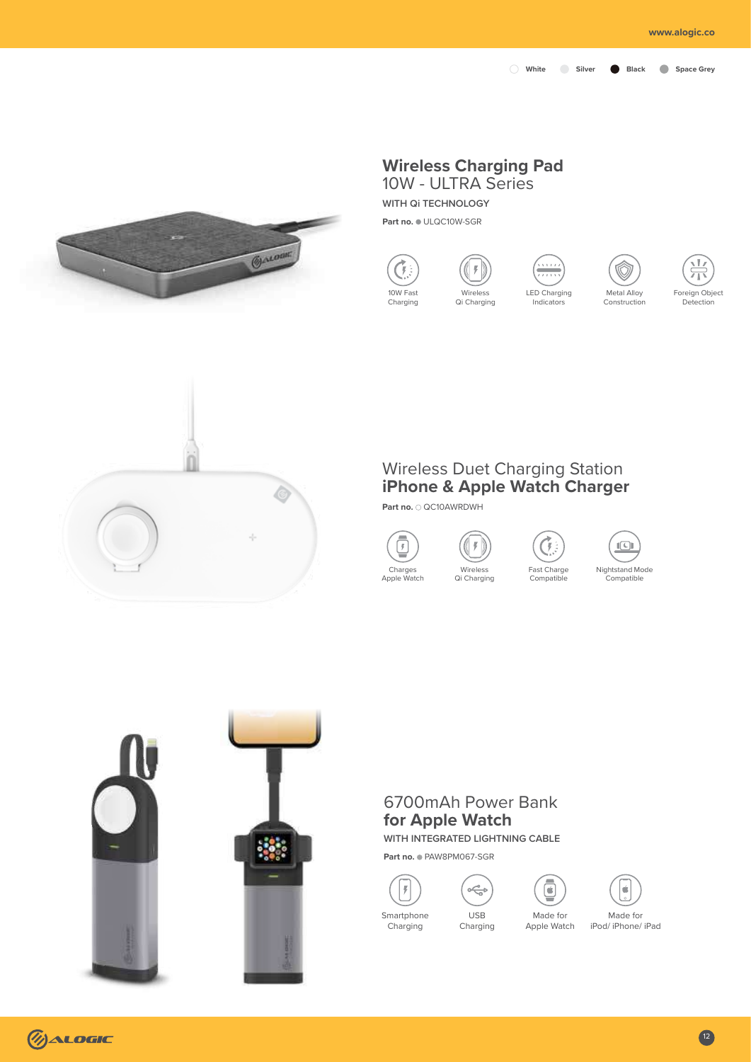White Silver Black Space Grey

## Wireless Charging Pad
10W - ULTRA Series

WITH Qi TECHNOLOGY

**Part no.** ULQC10W-SGR

- 10W Fast Charging
- Wireless Qi Charging
- LED Charging Indicators
- Metal Alloy Construction
- Foreign Object Detection

## Wireless Duet Charging Station
**iPhone & Apple Watch Charger**

**Part no.** QC10AWRDWH

- Charges Apple Watch
- Wireless Qi Charging
- Fast Charge Compatible
- Nightstand Mode Compatible

## 6700mAh Power Bank
**for Apple Watch**

WITH INTEGRATED LIGHTNING CABLE

**Part no.** PAW8PM067-SGR

- Smartphone Charging
- USB Charging
- Made for Apple Watch
- Made for iPod/ iPhone/ iPad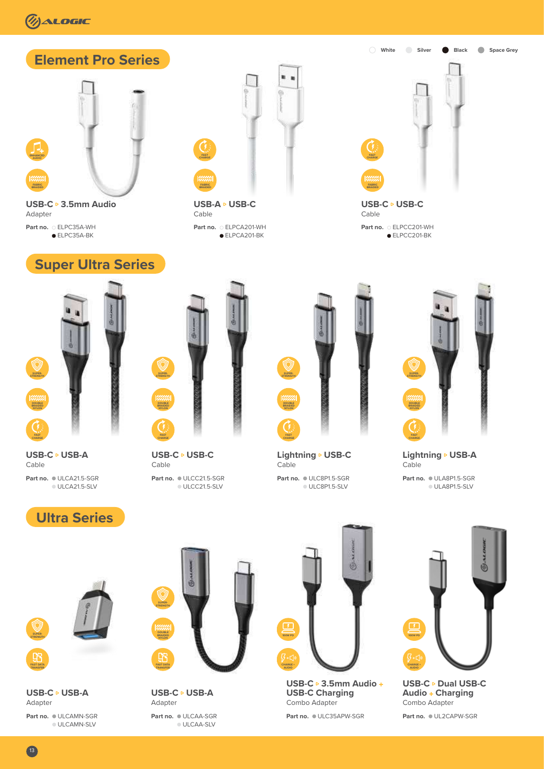White Silver Black Space Grey

## Element Pro Series

ENHANCED AUDIO
FABRIC BRAIDED

**USB-C ▹ 3.5mm Audio**
Adapter

**Part no.** ELPC35A-WH
ELPC35A-BK

FAST CHARGE
FABRIC BRAIDED

**USB-A ▹ USB-C**
Cable

**Part no.** ELPCA201-WH
ELPCA201-BK

FAST CHARGE
FABRIC BRAIDED

**USB-C ▹ USB-C**
Cable

**Part no.** ELPCC201-WH
ELPCC201-BK

## Super Ultra Series

SUPER STRENGTH
DOUBLE BRAIDED NYLON
FAST CHARGE

**USB-C ▹ USB-A**
Cable

**Part no.** ULCA21.5-SGR
ULCA21.5-SLV

SUPER STRENGTH
DOUBLE BRAIDED NYLON
FAST CHARGE

**USB-C ▹ USB-C**
Cable

**Part no.** ULCC21.5-SGR
ULCC21.5-SLV

SUPER STRENGTH
DOUBLE BRAIDED NYLON
FAST CHARGE

**Lightning ▹ USB-C**
Cable

**Part no.** ULC8P1.5-SGR
ULC8P1.5-SLV

SUPER STRENGTH
DOUBLE BRAIDED NYLON
FAST CHARGE

**Lightning ▹ USB-A**
Cable

**Part no.** ULA8P1.5-SGR
ULA8P1.5-SLV

## Ultra Series

SUPER STRENGTH
FAST DATA TRANSFER

**USB-C ▹ USB-A**
Adapter

**Part no.** ULCAMN-SGR
ULCAMN-SLV

SUPER STRENGTH
DOUBLE BRAIDED NYLON
FAST DATA TRANSFER

**USB-C ▹ USB-A**
Adapter

**Part no.** ULCAA-SGR
ULCAA-SLV

100W PD
CHARGE + AUDIO

**USB-C ▹ 3.5mm Audio + USB-C Charging**
Combo Adapter

**Part no.** ULC35APW-SGR

100W PD
CHARGE + AUDIO

**USB-C ▹ Dual USB-C Audio + Charging**
Combo Adapter

**Part no.** UL2CAPW-SGR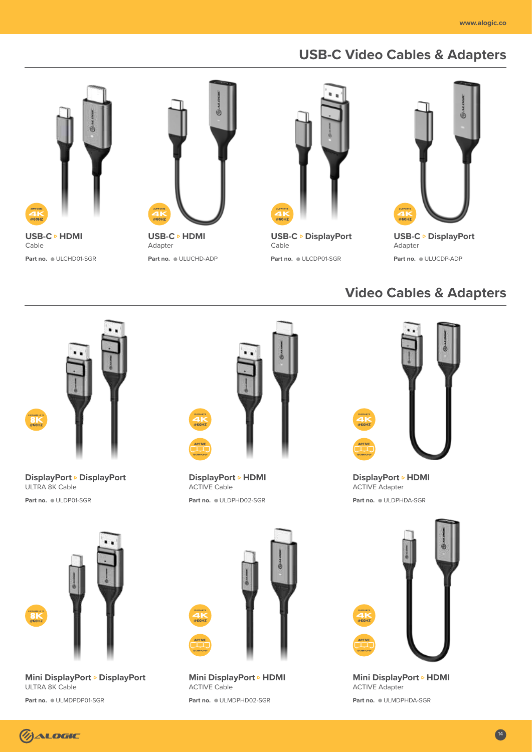## USB-C Video Cables & Adapters

**USB-C ▹ HDMI**
Cable
**Part no.** ● ULCHD01-SGR

**USB-C ▹ HDMI**
Adapter
**Part no.** ● ULUCHD-ADP

**USB-C ▹ DisplayPort**
Cable
**Part no.** ● ULCDP01-SGR

**USB-C ▹ DisplayPort**
Adapter
**Part no.** ● ULUCDP-ADP

## Video Cables & Adapters

**DisplayPort ▹ DisplayPort**
ULTRA 8K Cable
**Part no.** ● ULDP01-SGR

**DisplayPort ▹ HDMI**
ACTIVE Cable
**Part no.** ● ULDPHD02-SGR

**DisplayPort ▹ HDMI**
ACTIVE Adapter
**Part no.** ● ULDPHDA-SGR

**Mini DisplayPort ▹ DisplayPort**
ULTRA 8K Cable
**Part no.** ● ULMDPDP01-SGR

**Mini DisplayPort ▹ HDMI**
ACTIVE Cable
**Part no.** ● ULMDPHD02-SGR

**Mini DisplayPort ▹ HDMI**
ACTIVE Adapter
**Part no.** ● ULMDPHDA-SGR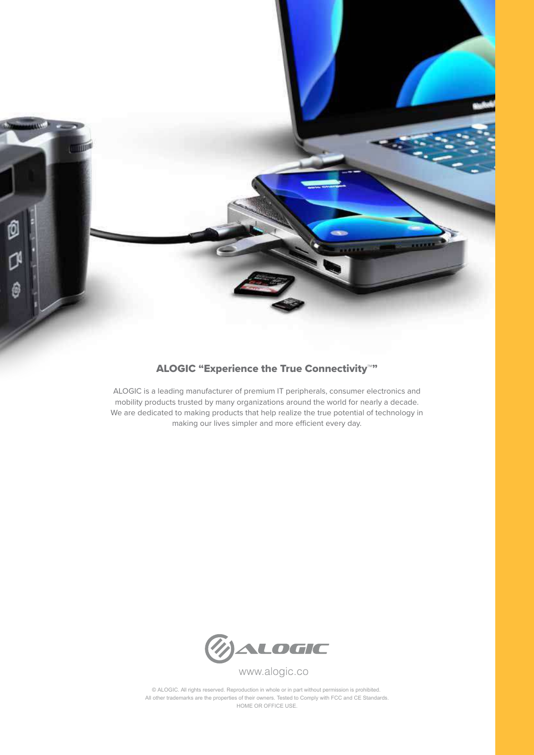## ALOGIC “Experience the True Connectivity™”

ALOGIC is a leading manufacturer of premium IT peripherals, consumer electronics and mobility products trusted by many organizations around the world for nearly a decade. We are dedicated to making products that help realize the true potential of technology in making our lives simpler and more efficient every day.

ALOGIC

www.alogic.co

© ALOGIC. All rights reserved. Reproduction in whole or in part without permission is prohibited.
All other trademarks are the properties of their owners. Tested to Comply with FCC and CE Standards.
HOME OR OFFICE USE.